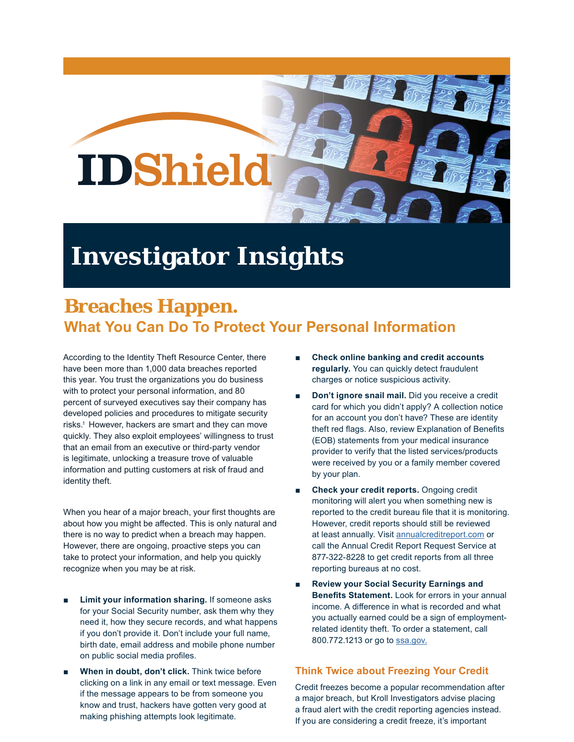# IDShield

# Investigator Insights

## Breaches Happen.

### What You Can Do To Protect Your Personal Information

According to the Identity Theft Resource Center, there have been more than 1,000 data breaches reported this year. You trust the organizations you do business with to protect your personal information, and 80 percent of surveyed executives say their company has developed policies and procedures to mitigate security risks.[1] However, hackers are smart and they can move quickly. They also exploit employees' willingness to trust that an email from an executive or third-party vendor is legitimate, unlocking a treasure trove of valuable information and putting customers at risk of fraud and identity theft.

When you hear of a major breach, your first thoughts are about how you might be affected. This is only natural and there is no way to predict when a breach may happen. However, there are ongoing, proactive steps you can take to protect your information, and help you quickly recognize when you may be at risk.

- **Limit your information sharing.** If someone asks for your Social Security number, ask them why they need it, how they secure records, and what happens if you don't provide it. Don't include your full name, birth date, email address and mobile phone number on public social media profiles.
- **When in doubt, don't click.** Think twice before clicking on a link in any email or text message. Even if the message appears to be from someone you know and trust, hackers have gotten very good at making phishing attempts look legitimate.
- **Check online banking and credit accounts regularly.** You can quickly detect fraudulent charges or notice suspicious activity.
- **Don't ignore snail mail.** Did you receive a credit card for which you didn't apply? A collection notice for an account you don't have? These are identity theft red flags. Also, review Explanation of Benefits (EOB) statements from your medical insurance provider to verify that the listed services/products were received by you or a family member covered by your plan.
- **Check your credit reports.** Ongoing credit monitoring will alert you when something new is reported to the credit bureau file that it is monitoring. However, credit reports should still be reviewed at least annually. Visit annualcreditreport.com or call the Annual Credit Report Request Service at 877-322-8228 to get credit reports from all three reporting bureaus at no cost.
- **Review your Social Security Earnings and Benefits Statement.** Look for errors in your annual income. A difference in what is recorded and what you actually earned could be a sign of employment-related identity theft. To order a statement, call 800.772.1213 or go to ssa.gov.

### Think Twice about Freezing Your Credit

Credit freezes become a popular recommendation after a major breach, but Kroll Investigators advise placing a fraud alert with the credit reporting agencies instead. If you are considering a credit freeze, it's important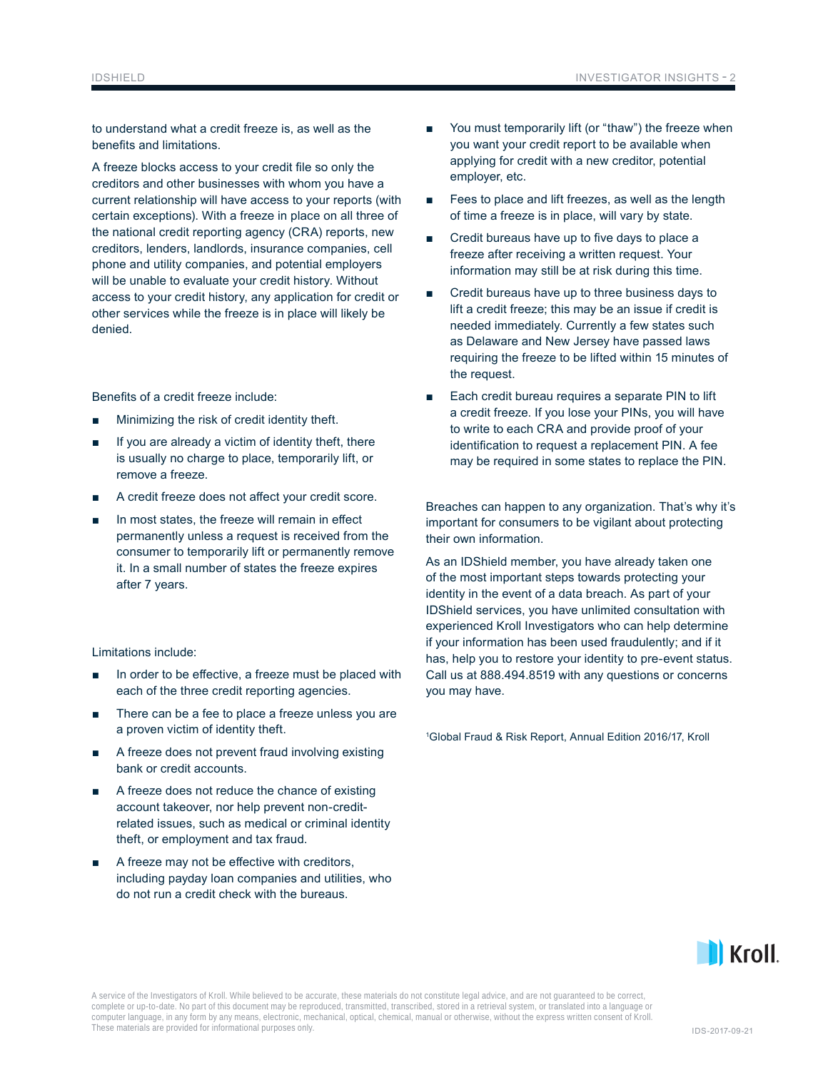to understand what a credit freeze is, as well as the benefits and limitations.

A freeze blocks access to your credit file so only the creditors and other businesses with whom you have a current relationship will have access to your reports (with certain exceptions). With a freeze in place on all three of the national credit reporting agency (CRA) reports, new creditors, lenders, landlords, insurance companies, cell phone and utility companies, and potential employers will be unable to evaluate your credit history. Without access to your credit history, any application for credit or other services while the freeze is in place will likely be denied.

Benefits of a credit freeze include:

- Minimizing the risk of credit identity theft.
- If you are already a victim of identity theft, there is usually no charge to place, temporarily lift, or remove a freeze.
- A credit freeze does not affect your credit score.
- In most states, the freeze will remain in effect permanently unless a request is received from the consumer to temporarily lift or permanently remove it. In a small number of states the freeze expires after 7 years.

Limitations include:

- In order to be effective, a freeze must be placed with each of the three credit reporting agencies.
- There can be a fee to place a freeze unless you are a proven victim of identity theft.
- A freeze does not prevent fraud involving existing bank or credit accounts.
- A freeze does not reduce the chance of existing account takeover, nor help prevent non-credit-related issues, such as medical or criminal identity theft, or employment and tax fraud.
- A freeze may not be effective with creditors, including payday loan companies and utilities, who do not run a credit check with the bureaus.
- You must temporarily lift (or "thaw") the freeze when you want your credit report to be available when applying for credit with a new creditor, potential employer, etc.
- Fees to place and lift freezes, as well as the length of time a freeze is in place, will vary by state.
- Credit bureaus have up to five days to place a freeze after receiving a written request. Your information may still be at risk during this time.
- Credit bureaus have up to three business days to lift a credit freeze; this may be an issue if credit is needed immediately. Currently a few states such as Delaware and New Jersey have passed laws requiring the freeze to be lifted within 15 minutes of the request.
- Each credit bureau requires a separate PIN to lift a credit freeze. If you lose your PINs, you will have to write to each CRA and provide proof of your identification to request a replacement PIN. A fee may be required in some states to replace the PIN.

Breaches can happen to any organization. That's why it's important for consumers to be vigilant about protecting their own information.

As an IDShield member, you have already taken one of the most important steps towards protecting your identity in the event of a data breach. As part of your IDShield services, you have unlimited consultation with experienced Kroll Investigators who can help determine if your information has been used fraudulently; and if it has, help you to restore your identity to pre-event status. Call us at 888.494.8519 with any questions or concerns you may have.

[1]Global Fraud & Risk Report, Annual Edition 2016/17, Kroll

A service of the Investigators of Kroll. While believed to be accurate, these materials do not constitute legal advice, and are not guaranteed to be correct, complete or up-to-date. No part of this document may be reproduced, transmitted, transcribed, stored in a retrieval system, or translated into a language or computer language, in any form by any means, electronic, mechanical, optical, chemical, manual or otherwise, without the express written consent of Kroll. These materials are provided for informational purposes only.

IDS-2017-09-21